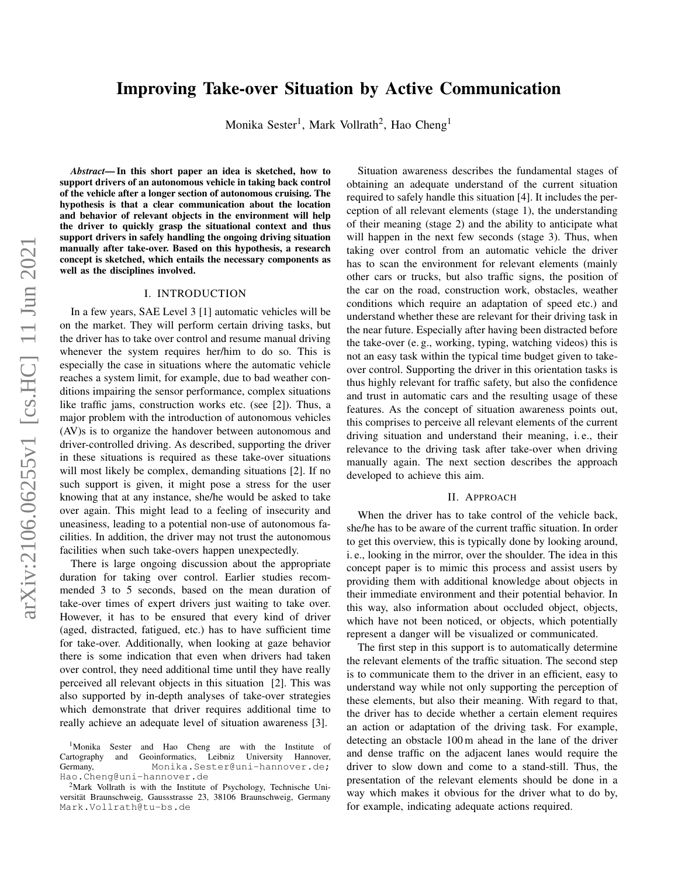# Improving Take-over Situation by Active Communication

Monika Sester[1], Mark Vollrath[2], Hao Cheng[1]

***Abstract*— In this short paper an idea is sketched, how to support drivers of an autonomous vehicle in taking back control of the vehicle after a longer section of autonomous cruising. The hypothesis is that a clear communication about the location and behavior of relevant objects in the environment will help the driver to quickly grasp the situational context and thus support drivers in safely handling the ongoing driving situation manually after take-over. Based on this hypothesis, a research concept is sketched, which entails the necessary components as well as the disciplines involved.**

## I. INTRODUCTION

In a few years, SAE Level 3 [1] automatic vehicles will be on the market. They will perform certain driving tasks, but the driver has to take over control and resume manual driving whenever the system requires her/him to do so. This is especially the case in situations where the automatic vehicle reaches a system limit, for example, due to bad weather conditions impairing the sensor performance, complex situations like traffic jams, construction works etc. (see [2]). Thus, a major problem with the introduction of autonomous vehicles (AV)s is to organize the handover between autonomous and driver-controlled driving. As described, supporting the driver in these situations is required as these take-over situations will most likely be complex, demanding situations [2]. If no such support is given, it might pose a stress for the user knowing that at any instance, she/he would be asked to take over again. This might lead to a feeling of insecurity and uneasiness, leading to a potential non-use of autonomous facilities. In addition, the driver may not trust the autonomous facilities when such take-overs happen unexpectedly.

There is large ongoing discussion about the appropriate duration for taking over control. Earlier studies recommended 3 to 5 seconds, based on the mean duration of take-over times of expert drivers just waiting to take over. However, it has to be ensured that every kind of driver (aged, distracted, fatigued, etc.) has to have sufficient time for take-over. Additionally, when looking at gaze behavior there is some indication that even when drivers had taken over control, they need additional time until they have really perceived all relevant objects in this situation [2]. This was also supported by in-depth analyses of take-over strategies which demonstrate that driver requires additional time to really achieve an adequate level of situation awareness [3].

Situation awareness describes the fundamental stages of obtaining an adequate understand of the current situation required to safely handle this situation [4]. It includes the perception of all relevant elements (stage 1), the understanding of their meaning (stage 2) and the ability to anticipate what will happen in the next few seconds (stage 3). Thus, when taking over control from an automatic vehicle the driver has to scan the environment for relevant elements (mainly other cars or trucks, but also traffic signs, the position of the car on the road, construction work, obstacles, weather conditions which require an adaptation of speed etc.) and understand whether these are relevant for their driving task in the near future. Especially after having been distracted before the take-over (e. g., working, typing, watching videos) this is not an easy task within the typical time budget given to take-over control. Supporting the driver in this orientation tasks is thus highly relevant for traffic safety, but also the confidence and trust in automatic cars and the resulting usage of these features. As the concept of situation awareness points out, this comprises to perceive all relevant elements of the current driving situation and understand their meaning, i. e., their relevance to the driving task after take-over when driving manually again. The next section describes the approach developed to achieve this aim.

## II. APPROACH

When the driver has to take control of the vehicle back, she/he has to be aware of the current traffic situation. In order to get this overview, this is typically done by looking around, i. e., looking in the mirror, over the shoulder. The idea in this concept paper is to mimic this process and assist users by providing them with additional knowledge about objects in their immediate environment and their potential behavior. In this way, also information about occluded object, objects, which have not been noticed, or objects, which potentially represent a danger will be visualized or communicated.

The first step in this support is to automatically determine the relevant elements of the traffic situation. The second step is to communicate them to the driver in an efficient, easy to understand way while not only supporting the perception of these elements, but also their meaning. With regard to that, the driver has to decide whether a certain element requires an action or adaptation of the driving task. For example, detecting an obstacle 100 m ahead in the lane of the driver and dense traffic on the adjacent lanes would require the driver to slow down and come to a stand-still. Thus, the presentation of the relevant elements should be done in a way which makes it obvious for the driver what to do by, for example, indicating adequate actions required.

[1]Monika Sester and Hao Cheng are with the Institute of Cartography and Geoinformatics, Leibniz University Hannover, Germany, Monika.Sester@uni-hannover.de; Hao.Cheng@uni-hannover.de

[2]Mark Vollrath is with the Institute of Psychology, Technische Universität Braunschweig, Gaussstrasse 23, 38106 Braunschweig, Germany Mark.Vollrath@tu-bs.de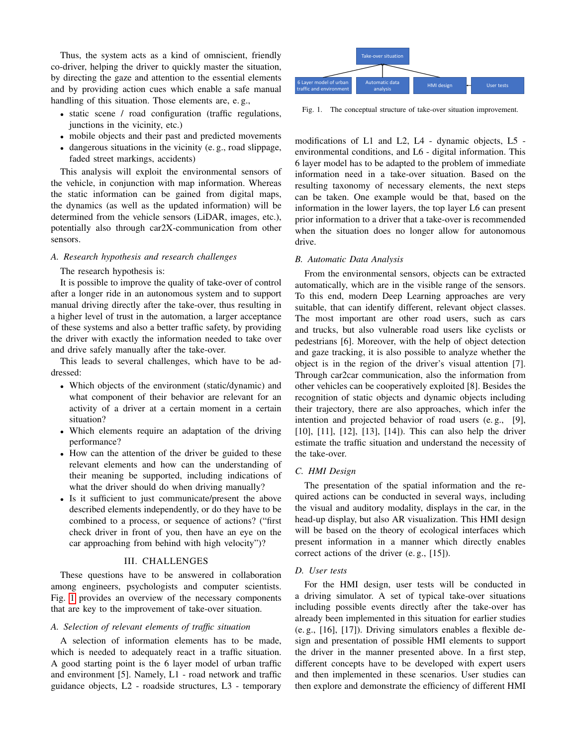Thus, the system acts as a kind of omniscient, friendly co-driver, helping the driver to quickly master the situation, by directing the gaze and attention to the essential elements and by providing action cues which enable a safe manual handling of this situation. Those elements are, e. g.,

- static scene / road configuration (traffic regulations, junctions in the vicinity, etc.)
- mobile objects and their past and predicted movements
- dangerous situations in the vicinity (e. g., road slippage, faded street markings, accidents)

This analysis will exploit the environmental sensors of the vehicle, in conjunction with map information. Whereas the static information can be gained from digital maps, the dynamics (as well as the updated information) will be determined from the vehicle sensors (LiDAR, images, etc.), potentially also through car2X-communication from other sensors.

### A. Research hypothesis and research challenges

The research hypothesis is:

It is possible to improve the quality of take-over of control after a longer ride in an autonomous system and to support manual driving directly after the take-over, thus resulting in a higher level of trust in the automation, a larger acceptance of these systems and also a better traffic safety, by providing the driver with exactly the information needed to take over and drive safely manually after the take-over.

This leads to several challenges, which have to be addressed:

- Which objects of the environment (static/dynamic) and what component of their behavior are relevant for an activity of a driver at a certain moment in a certain situation?
- Which elements require an adaptation of the driving performance?
- How can the attention of the driver be guided to these relevant elements and how can the understanding of their meaning be supported, including indications of what the driver should do when driving manually?
- Is it sufficient to just communicate/present the above described elements independently, or do they have to be combined to a process, or sequence of actions? ("first check driver in front of you, then have an eye on the car approaching from behind with high velocity")?

## III. CHALLENGES

These questions have to be answered in collaboration among engineers, psychologists and computer scientists. Fig. 1 provides an overview of the necessary components that are key to the improvement of take-over situation.

### A. Selection of relevant elements of traffic situation

A selection of information elements has to be made, which is needed to adequately react in a traffic situation. A good starting point is the 6 layer model of urban traffic and environment [5]. Namely, L1 - road network and traffic guidance objects, L2 - roadside structures, L3 - temporary modifications of L1 and L2, L4 - dynamic objects, L5 - environmental conditions, and L6 - digital information. This 6 layer model has to be adapted to the problem of immediate information need in a take-over situation. Based on the resulting taxonomy of necessary elements, the next steps can be taken. One example would be that, based on the information in the lower layers, the top layer L6 can present prior information to a driver that a take-over is recommended when the situation does no longer allow for autonomous drive.

Take-over situation

6 Layer model of urban traffic and environment | Automatic data analysis | HMI design | User tests

Fig. 1. The conceptual structure of take-over situation improvement.

### B. Automatic Data Analysis

From the environmental sensors, objects can be extracted automatically, which are in the visible range of the sensors. To this end, modern Deep Learning approaches are very suitable, that can identify different, relevant object classes. The most important are other road users, such as cars and trucks, but also vulnerable road users like cyclists or pedestrians [6]. Moreover, with the help of object detection and gaze tracking, it is also possible to analyze whether the object is in the region of the driver's visual attention [7]. Through car2car communication, also the information from other vehicles can be cooperatively exploited [8]. Besides the recognition of static objects and dynamic objects including their trajectory, there are also approaches, which infer the intention and projected behavior of road users (e. g., [9], [10], [11], [12], [13], [14]). This can also help the driver estimate the traffic situation and understand the necessity of the take-over.

### C. HMI Design

The presentation of the spatial information and the required actions can be conducted in several ways, including the visual and auditory modality, displays in the car, in the head-up display, but also AR visualization. This HMI design will be based on the theory of ecological interfaces which present information in a manner which directly enables correct actions of the driver (e. g., [15]).

### D. User tests

For the HMI design, user tests will be conducted in a driving simulator. A set of typical take-over situations including possible events directly after the take-over has already been implemented in this situation for earlier studies (e. g., [16], [17]). Driving simulators enables a flexible design and presentation of possible HMI elements to support the driver in the manner presented above. In a first step, different concepts have to be developed with expert users and then implemented in these scenarios. User studies can then explore and demonstrate the efficiency of different HMI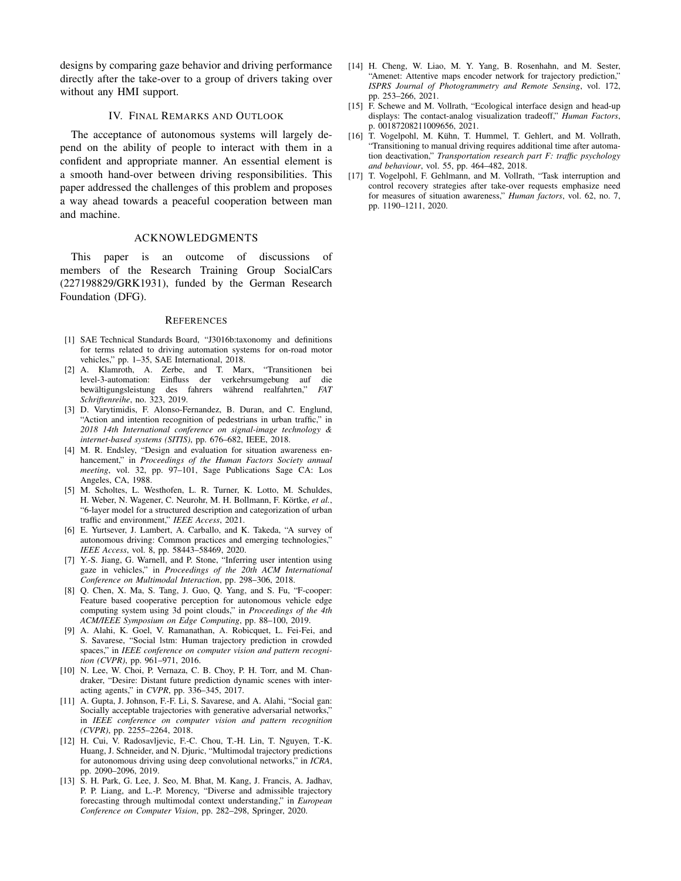designs by comparing gaze behavior and driving performance directly after the take-over to a group of drivers taking over without any HMI support.

## IV. Final Remarks and Outlook

The acceptance of autonomous systems will largely depend on the ability of people to interact with them in a confident and appropriate manner. An essential element is a smooth hand-over between driving responsibilities. This paper addressed the challenges of this problem and proposes a way ahead towards a peaceful cooperation between man and machine.

## ACKNOWLEDGMENTS

This paper is an outcome of discussions of members of the Research Training Group SocialCars (227198829/GRK1931), funded by the German Research Foundation (DFG).

## References

[1] SAE Technical Standards Board, "J3016b:taxonomy and definitions for terms related to driving automation systems for on-road motor vehicles," pp. 1–35, SAE International, 2018.

[2] A. Klamroth, A. Zerbe, and T. Marx, "Transitionen bei level-3-automation: Einfluss der verkehrsumgebung auf die bewältigungsleistung des fahrers während realfahrten," *FAT Schriftenreihe*, no. 323, 2019.

[3] D. Varytimidis, F. Alonso-Fernandez, B. Duran, and C. Englund, "Action and intention recognition of pedestrians in urban traffic," in *2018 14th International conference on signal-image technology & internet-based systems (SITIS)*, pp. 676–682, IEEE, 2018.

[4] M. R. Endsley, "Design and evaluation for situation awareness enhancement," in *Proceedings of the Human Factors Society annual meeting*, vol. 32, pp. 97–101, Sage Publications Sage CA: Los Angeles, CA, 1988.

[5] M. Scholtes, L. Westhofen, L. R. Turner, K. Lotto, M. Schuldes, H. Weber, N. Wagener, C. Neurohr, M. H. Bollmann, F. Körtke, *et al.*, "6-layer model for a structured description and categorization of urban traffic and environment," *IEEE Access*, 2021.

[6] E. Yurtsever, J. Lambert, A. Carballo, and K. Takeda, "A survey of autonomous driving: Common practices and emerging technologies," *IEEE Access*, vol. 8, pp. 58443–58469, 2020.

[7] Y.-S. Jiang, G. Warnell, and P. Stone, "Inferring user intention using gaze in vehicles," in *Proceedings of the 20th ACM International Conference on Multimodal Interaction*, pp. 298–306, 2018.

[8] Q. Chen, X. Ma, S. Tang, J. Guo, Q. Yang, and S. Fu, "F-cooper: Feature based cooperative perception for autonomous vehicle edge computing system using 3d point clouds," in *Proceedings of the 4th ACM/IEEE Symposium on Edge Computing*, pp. 88–100, 2019.

[9] A. Alahi, K. Goel, V. Ramanathan, A. Robicquet, L. Fei-Fei, and S. Savarese, "Social lstm: Human trajectory prediction in crowded spaces," in *IEEE conference on computer vision and pattern recognition (CVPR)*, pp. 961–971, 2016.

[10] N. Lee, W. Choi, P. Vernaza, C. B. Choy, P. H. Torr, and M. Chandraker, "Desire: Distant future prediction dynamic scenes with interacting agents," in *CVPR*, pp. 336–345, 2017.

[11] A. Gupta, J. Johnson, F.-F. Li, S. Savarese, and A. Alahi, "Social gan: Socially acceptable trajectories with generative adversarial networks," in *IEEE conference on computer vision and pattern recognition (CVPR)*, pp. 2255–2264, 2018.

[12] H. Cui, V. Radosavljevic, F.-C. Chou, T.-H. Lin, T. Nguyen, T.-K. Huang, J. Schneider, and N. Djuric, "Multimodal trajectory predictions for autonomous driving using deep convolutional networks," in *ICRA*, pp. 2090–2096, 2019.

[13] S. H. Park, G. Lee, J. Seo, M. Bhat, M. Kang, J. Francis, A. Jadhav, P. P. Liang, and L.-P. Morency, "Diverse and admissible trajectory forecasting through multimodal context understanding," in *European Conference on Computer Vision*, pp. 282–298, Springer, 2020.

[14] H. Cheng, W. Liao, M. Y. Yang, B. Rosenhahn, and M. Sester, "Amenet: Attentive maps encoder network for trajectory prediction," *ISPRS Journal of Photogrammetry and Remote Sensing*, vol. 172, pp. 253–266, 2021.

[15] F. Schewe and M. Vollrath, "Ecological interface design and head-up displays: The contact-analog visualization tradeoff," *Human Factors*, p. 00187208211009656, 2021.

[16] T. Vogelpohl, M. Kühn, T. Hummel, T. Gehlert, and M. Vollrath, "Transitioning to manual driving requires additional time after automation deactivation," *Transportation research part F: traffic psychology and behaviour*, vol. 55, pp. 464–482, 2018.

[17] T. Vogelpohl, F. Gehlmann, and M. Vollrath, "Task interruption and control recovery strategies after take-over requests emphasize need for measures of situation awareness," *Human factors*, vol. 62, no. 7, pp. 1190–1211, 2020.